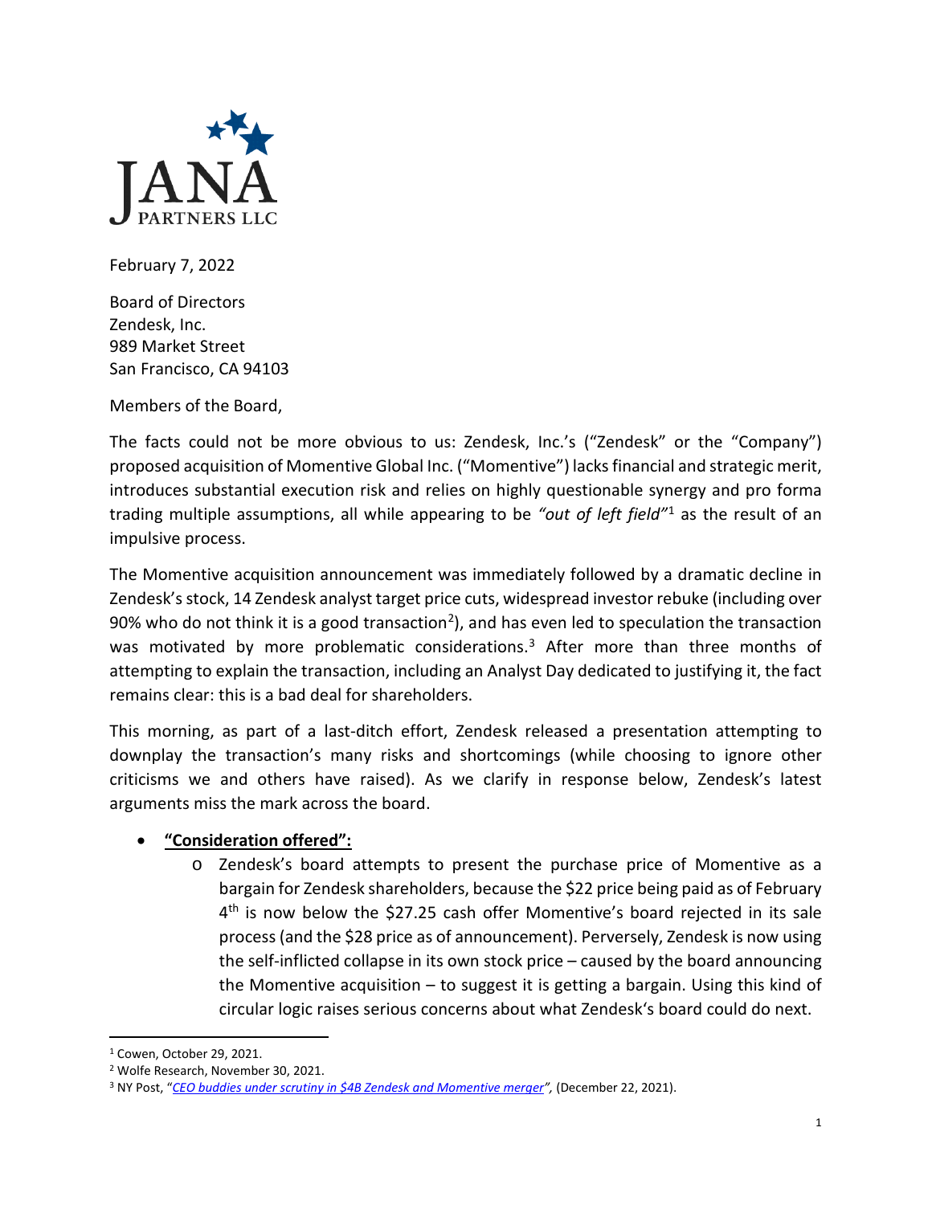JANA PARTNERS LLC

February 7, 2022

Board of Directors
Zendesk, Inc.
989 Market Street
San Francisco, CA 94103

Members of the Board,

The facts could not be more obvious to us: Zendesk, Inc.'s ("Zendesk" or the "Company") proposed acquisition of Momentive Global Inc. ("Momentive") lacks financial and strategic merit, introduces substantial execution risk and relies on highly questionable synergy and pro forma trading multiple assumptions, all while appearing to be *"out of left field"*[1] as the result of an impulsive process.

The Momentive acquisition announcement was immediately followed by a dramatic decline in Zendesk's stock, 14 Zendesk analyst target price cuts, widespread investor rebuke (including over 90% who do not think it is a good transaction[2]), and has even led to speculation the transaction was motivated by more problematic considerations.[3] After more than three months of attempting to explain the transaction, including an Analyst Day dedicated to justifying it, the fact remains clear: this is a bad deal for shareholders.

This morning, as part of a last-ditch effort, Zendesk released a presentation attempting to downplay the transaction's many risks and shortcomings (while choosing to ignore other criticisms we and others have raised). As we clarify in response below, Zendesk's latest arguments miss the mark across the board.

- **"Consideration offered":**
  - Zendesk's board attempts to present the purchase price of Momentive as a bargain for Zendesk shareholders, because the $22 price being paid as of February 4th is now below the $27.25 cash offer Momentive's board rejected in its sale process (and the $28 price as of announcement). Perversely, Zendesk is now using the self-inflicted collapse in its own stock price – caused by the board announcing the Momentive acquisition – to suggest it is getting a bargain. Using this kind of circular logic raises serious concerns about what Zendesk's board could do next.

[1] Cowen, October 29, 2021.
[2] Wolfe Research, November 30, 2021.
[3] NY Post, "*CEO buddies under scrutiny in $4B Zendesk and Momentive merger*", (December 22, 2021).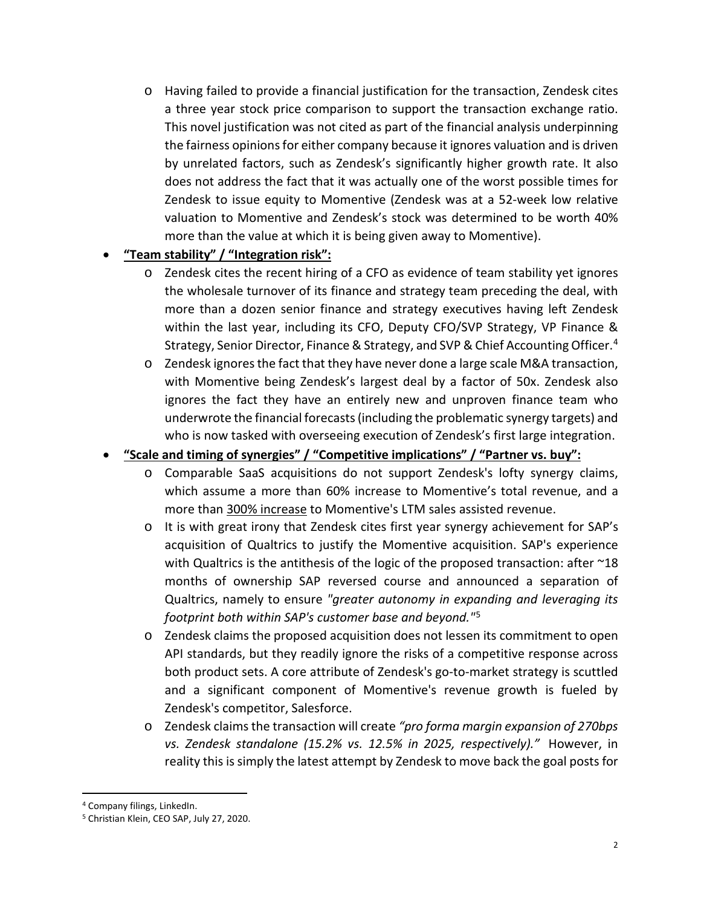- Having failed to provide a financial justification for the transaction, Zendesk cites a three year stock price comparison to support the transaction exchange ratio. This novel justification was not cited as part of the financial analysis underpinning the fairness opinions for either company because it ignores valuation and is driven by unrelated factors, such as Zendesk's significantly higher growth rate. It also does not address the fact that it was actually one of the worst possible times for Zendesk to issue equity to Momentive (Zendesk was at a 52-week low relative valuation to Momentive and Zendesk's stock was determined to be worth 40% more than the value at which it is being given away to Momentive).

- **<u>"Team stability" / "Integration risk":</u>**
  - Zendesk cites the recent hiring of a CFO as evidence of team stability yet ignores the wholesale turnover of its finance and strategy team preceding the deal, with more than a dozen senior finance and strategy executives having left Zendesk within the last year, including its CFO, Deputy CFO/SVP Strategy, VP Finance & Strategy, Senior Director, Finance & Strategy, and SVP & Chief Accounting Officer.[4]
  - Zendesk ignores the fact that they have never done a large scale M&A transaction, with Momentive being Zendesk's largest deal by a factor of 50x. Zendesk also ignores the fact they have an entirely new and unproven finance team who underwrote the financial forecasts (including the problematic synergy targets) and who is now tasked with overseeing execution of Zendesk's first large integration.

- **<u>"Scale and timing of synergies" / "Competitive implications" / "Partner vs. buy":</u>**
  - Comparable SaaS acquisitions do not support Zendesk's lofty synergy claims, which assume a more than 60% increase to Momentive's total revenue, and a more than <u>300% increase</u> to Momentive's LTM sales assisted revenue.
  - It is with great irony that Zendesk cites first year synergy achievement for SAP's acquisition of Qualtrics to justify the Momentive acquisition. SAP's experience with Qualtrics is the antithesis of the logic of the proposed transaction: after ~18 months of ownership SAP reversed course and announced a separation of Qualtrics, namely to ensure *"greater autonomy in expanding and leveraging its footprint both within SAP's customer base and beyond."*[5]
  - Zendesk claims the proposed acquisition does not lessen its commitment to open API standards, but they readily ignore the risks of a competitive response across both product sets. A core attribute of Zendesk's go-to-market strategy is scuttled and a significant component of Momentive's revenue growth is fueled by Zendesk's competitor, Salesforce.
  - Zendesk claims the transaction will create *"pro forma margin expansion of 270bps vs. Zendesk standalone (15.2% vs. 12.5% in 2025, respectively)."* However, in reality this is simply the latest attempt by Zendesk to move back the goal posts for

---

[4] Company filings, LinkedIn.

[5] Christian Klein, CEO SAP, July 27, 2020.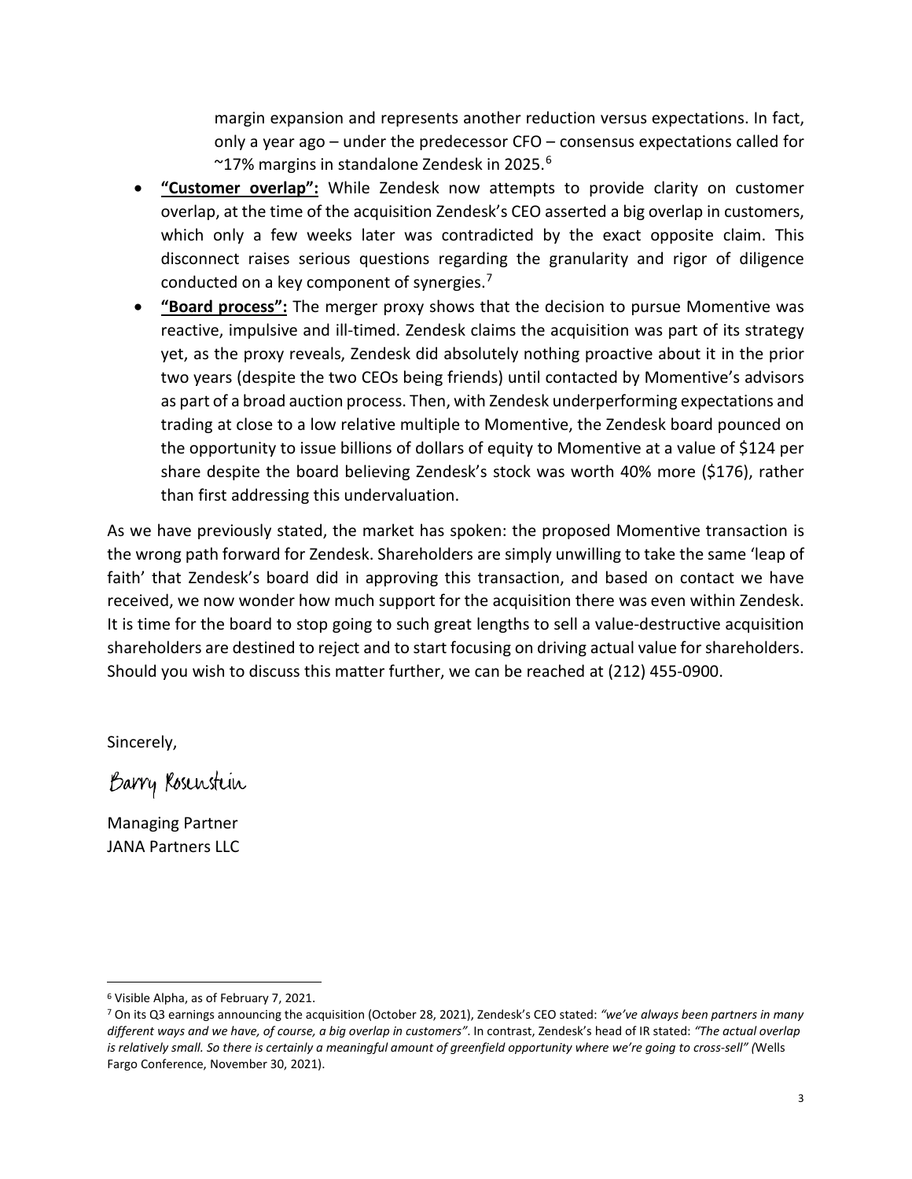margin expansion and represents another reduction versus expectations. In fact, only a year ago – under the predecessor CFO – consensus expectations called for ~17% margins in standalone Zendesk in 2025.[6]

- **"Customer overlap":** While Zendesk now attempts to provide clarity on customer overlap, at the time of the acquisition Zendesk's CEO asserted a big overlap in customers, which only a few weeks later was contradicted by the exact opposite claim. This disconnect raises serious questions regarding the granularity and rigor of diligence conducted on a key component of synergies.[7]
- **"Board process":** The merger proxy shows that the decision to pursue Momentive was reactive, impulsive and ill-timed. Zendesk claims the acquisition was part of its strategy yet, as the proxy reveals, Zendesk did absolutely nothing proactive about it in the prior two years (despite the two CEOs being friends) until contacted by Momentive's advisors as part of a broad auction process. Then, with Zendesk underperforming expectations and trading at close to a low relative multiple to Momentive, the Zendesk board pounced on the opportunity to issue billions of dollars of equity to Momentive at a value of $124 per share despite the board believing Zendesk's stock was worth 40% more ($176), rather than first addressing this undervaluation.

As we have previously stated, the market has spoken: the proposed Momentive transaction is the wrong path forward for Zendesk. Shareholders are simply unwilling to take the same 'leap of faith' that Zendesk's board did in approving this transaction, and based on contact we have received, we now wonder how much support for the acquisition there was even within Zendesk. It is time for the board to stop going to such great lengths to sell a value-destructive acquisition shareholders are destined to reject and to start focusing on driving actual value for shareholders. Should you wish to discuss this matter further, we can be reached at (212) 455-0900.

Sincerely,

Barry Rosenstein

Managing Partner
JANA Partners LLC

---

[6] Visible Alpha, as of February 7, 2021.

[7] On its Q3 earnings announcing the acquisition (October 28, 2021), Zendesk's CEO stated: *"we've always been partners in many different ways and we have, of course, a big overlap in customers"*. In contrast, Zendesk's head of IR stated: *"The actual overlap is relatively small. So there is certainly a meaningful amount of greenfield opportunity where we're going to cross-sell" (*Wells Fargo Conference, November 30, 2021).